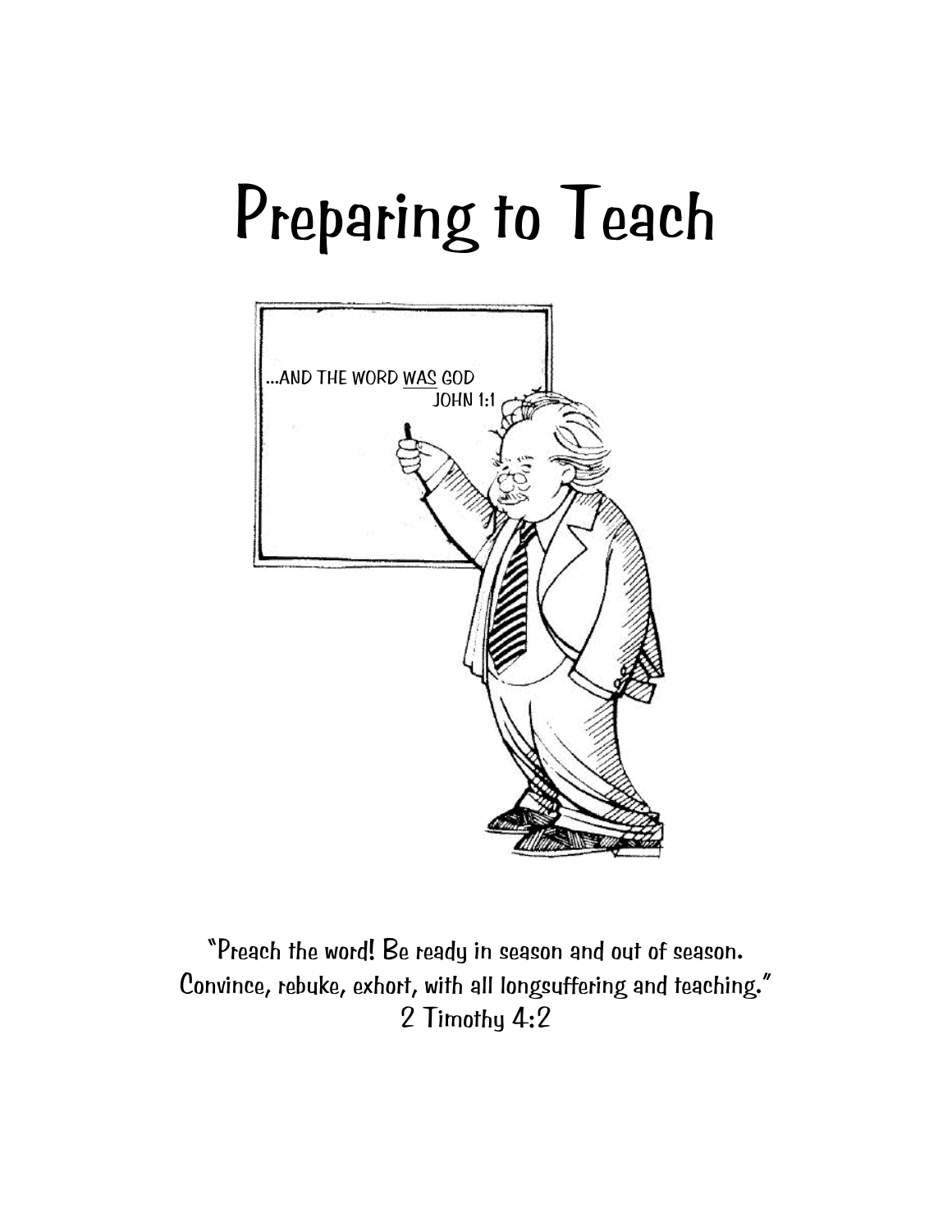# Preparing to Teach

...AND THE WORD WAS GOD
JOHN 1:1

"Preach the word! Be ready in season and out of season.
Convince, rebuke, exhort, with all longsuffering and teaching."
2 Timothy 4:2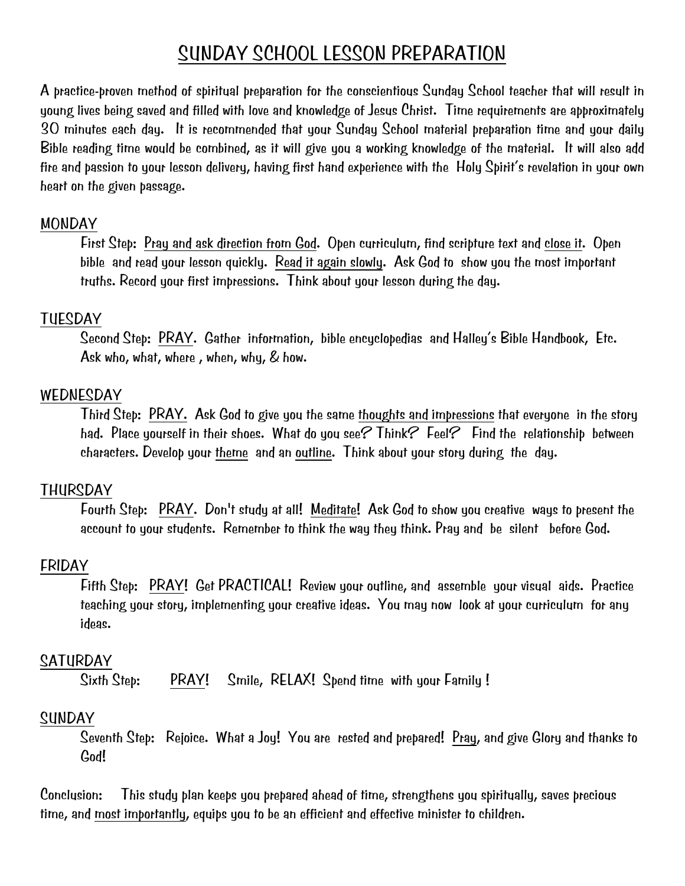# SUNDAY SCHOOL LESSON PREPARATION

A practice-proven method of spiritual preparation for the conscientious Sunday School teacher that will result in young lives being saved and filled with love and knowledge of Jesus Christ. Time requirements are approximately 30 minutes each day. It is recommended that your Sunday School material preparation time and your daily Bible reading time would be combined, as it will give you a working knowledge of the material. It will also add fire and passion to your lesson delivery, having first hand experience with the Holy Spirit's revelation in your own heart on the given passage.

## MONDAY

First Step: Pray and ask direction from God. Open curriculum, find scripture text and close it. Open bible and read your lesson quickly. Read it again slowly. Ask God to show you the most important truths. Record your first impressions. Think about your lesson during the day.

## TUESDAY

Second Step: PRAY. Gather information, bible encyclopedias and Halley's Bible Handbook, Etc. Ask who, what, where , when, why, & how.

## WEDNESDAY

Third Step: PRAY. Ask God to give you the same thoughts and impressions that everyone in the story had. Place yourself in their shoes. What do you see? Think? Feel? Find the relationship between characters. Develop your theme and an outline. Think about your story during the day.

## THURSDAY

Fourth Step: PRAY. Don't study at all! Meditate! Ask God to show you creative ways to present the account to your students. Remember to think the way they think. Pray and be silent before God.

## FRIDAY

Fifth Step: PRAY! Get PRACTICAL! Review your outline, and assemble your visual aids. Practice teaching your story, implementing your creative ideas. You may now look at your curriculum for any ideas.

## SATURDAY

Sixth Step: PRAY! Smile, RELAX! Spend time with your Family !

## SUNDAY

Seventh Step: Rejoice. What a Joy! You are rested and prepared! Pray, and give Glory and thanks to God!

Conclusion: This study plan keeps you prepared ahead of time, strengthens you spiritually, saves precious time, and most importantly, equips you to be an efficient and effective minister to children.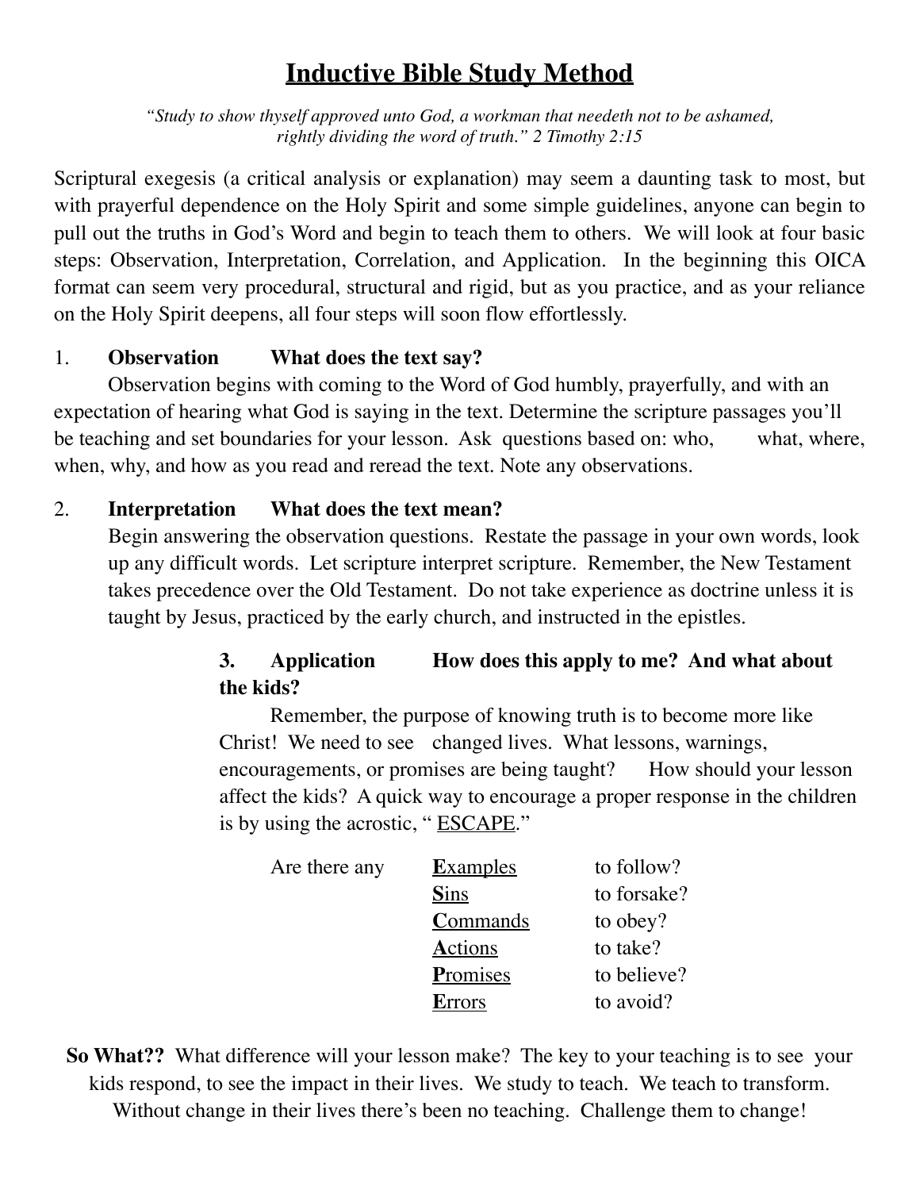# Inductive Bible Study Method

*"Study to show thyself approved unto God, a workman that needeth not to be ashamed, rightly dividing the word of truth." 2 Timothy 2:15*

Scriptural exegesis (a critical analysis or explanation) may seem a daunting task to most, but with prayerful dependence on the Holy Spirit and some simple guidelines, anyone can begin to pull out the truths in God's Word and begin to teach them to others. We will look at four basic steps: Observation, Interpretation, Correlation, and Application. In the beginning this OICA format can seem very procedural, structural and rigid, but as you practice, and as your reliance on the Holy Spirit deepens, all four steps will soon flow effortlessly.

1. **Observation What does the text say?**

Observation begins with coming to the Word of God humbly, prayerfully, and with an expectation of hearing what God is saying in the text. Determine the scripture passages you'll be teaching and set boundaries for your lesson. Ask questions based on: who, what, where, when, why, and how as you read and reread the text. Note any observations.

2. **Interpretation What does the text mean?**

Begin answering the observation questions. Restate the passage in your own words, look up any difficult words. Let scripture interpret scripture. Remember, the New Testament takes precedence over the Old Testament. Do not take experience as doctrine unless it is taught by Jesus, practiced by the early church, and instructed in the epistles.

3. **Application How does this apply to me? And what about the kids?**

Remember, the purpose of knowing truth is to become more like Christ! We need to see changed lives. What lessons, warnings, encouragements, or promises are being taught? How should your lesson affect the kids? A quick way to encourage a proper response in the children is by using the acrostic, "ESCAPE."

| | | |
|---|---|---|
| Are there any | **E**xamples | to follow? |
| | **S**ins | to forsake? |
| | **C**ommands | to obey? |
| | **A**ctions | to take? |
| | **P**romises | to believe? |
| | **E**rrors | to avoid? |

**So What??** What difference will your lesson make? The key to your teaching is to see your kids respond, to see the impact in their lives. We study to teach. We teach to transform. Without change in their lives there's been no teaching. Challenge them to change!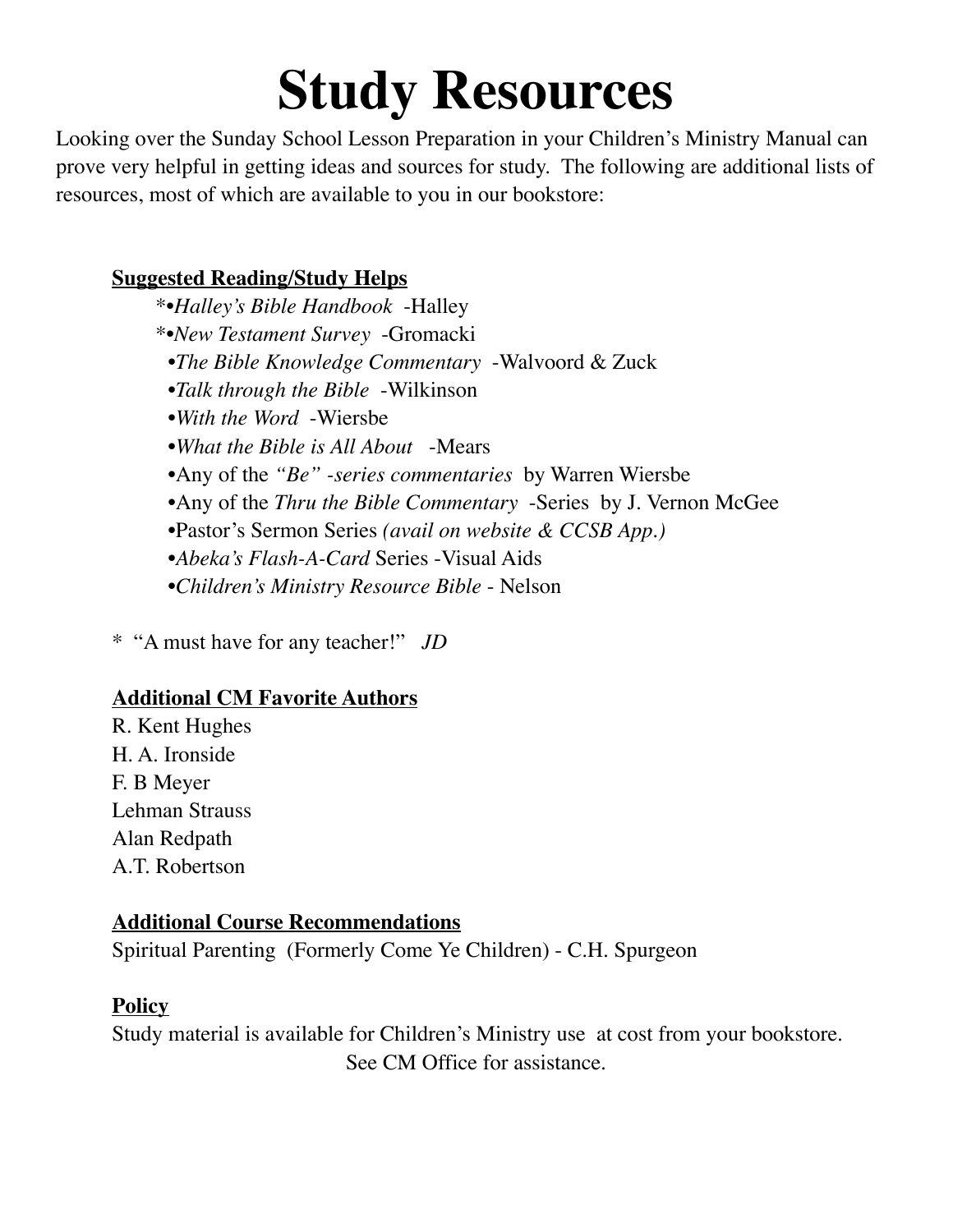# Study Resources

Looking over the Sunday School Lesson Preparation in your Children's Ministry Manual can prove very helpful in getting ideas and sources for study. The following are additional lists of resources, most of which are available to you in our bookstore:

**Suggested Reading/Study Helps**

- *•*Halley's Bible Handbook* -Halley
- *•*New Testament Survey* -Gromacki
- •*The Bible Knowledge Commentary* -Walvoord & Zuck
- •*Talk through the Bible* -Wilkinson
- •*With the Word* -Wiersbe
- •*What the Bible is All About* -Mears
- •Any of the *"Be" -series commentaries* by Warren Wiersbe
- •Any of the *Thru the Bible Commentary* -Series by J. Vernon McGee
- •Pastor's Sermon Series *(avail on website & CCSB App.)*
- •*Abeka's Flash-A-Card* Series -Visual Aids
- •*Children's Ministry Resource Bible* - Nelson

* "A must have for any teacher!" *JD*

**Additional CM Favorite Authors**

R. Kent Hughes
H. A. Ironside
F. B Meyer
Lehman Strauss
Alan Redpath
A.T. Robertson

**Additional Course Recommendations**

Spiritual Parenting (Formerly Come Ye Children) - C.H. Spurgeon

**Policy**

Study material is available for Children's Ministry use at cost from your bookstore.
See CM Office for assistance.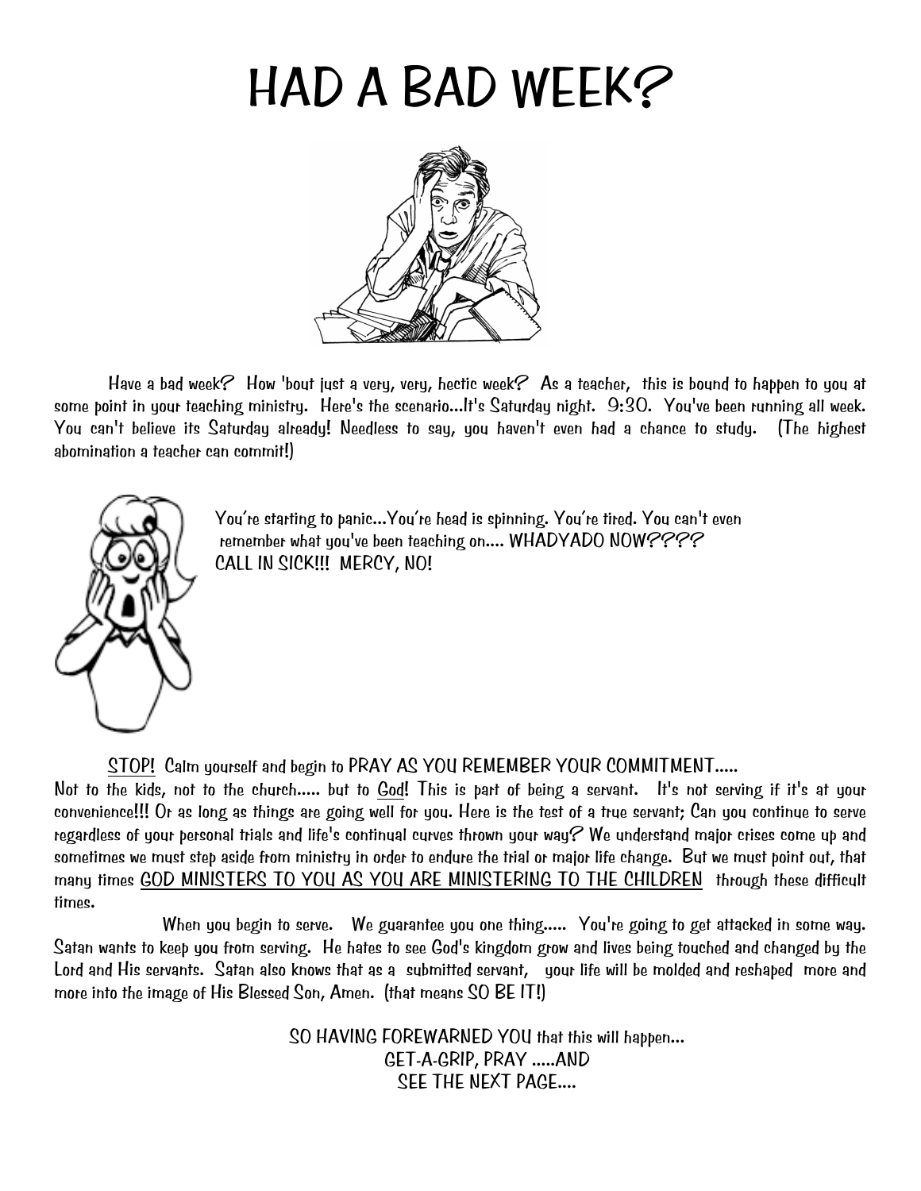# HAD A BAD WEEK?

Have a bad week? How 'bout just a very, very, hectic week? As a teacher, this is bound to happen to you at some point in your teaching ministry. Here's the scenario...It's Saturday night. 9:30. You've been running all week. You can't believe its Saturday already! Needless to say, you haven't even had a chance to study. (The highest abomination a teacher can commit!)

You're starting to panic...You're head is spinning. You're tired. You can't even remember what you've been teaching on.... WHADYADO NOW????
CALL IN SICK!!! MERCY, NO!

<u>STOP!</u> Calm yourself and begin to PRAY AS YOU REMEMBER YOUR COMMITMENT.....
Not to the kids, not to the church..... but to <u>God</u>! This is part of being a servant. It's not serving if it's at your convenience!!! Or as long as things are going well for you. Here is the test of a true servant; Can you continue to serve regardless of your personal trials and life's continual curves thrown your way? We understand major crises come up and sometimes we must step aside from ministry in order to endure the trial or major life change. But we must point out, that many times <u>GOD MINISTERS TO YOU AS YOU ARE MINISTERING TO THE CHILDREN</u> through these difficult times.

When you begin to serve. We guarantee you one thing..... You're going to get attacked in some way. Satan wants to keep you from serving. He hates to see God's kingdom grow and lives being touched and changed by the Lord and His servants. Satan also knows that as a submitted servant, your life will be molded and reshaped more and more into the image of His Blessed Son, Amen. (that means SO BE IT!)

SO HAVING FOREWARNED YOU that this will happen...
GET-A-GRIP, PRAY .....AND
SEE THE NEXT PAGE....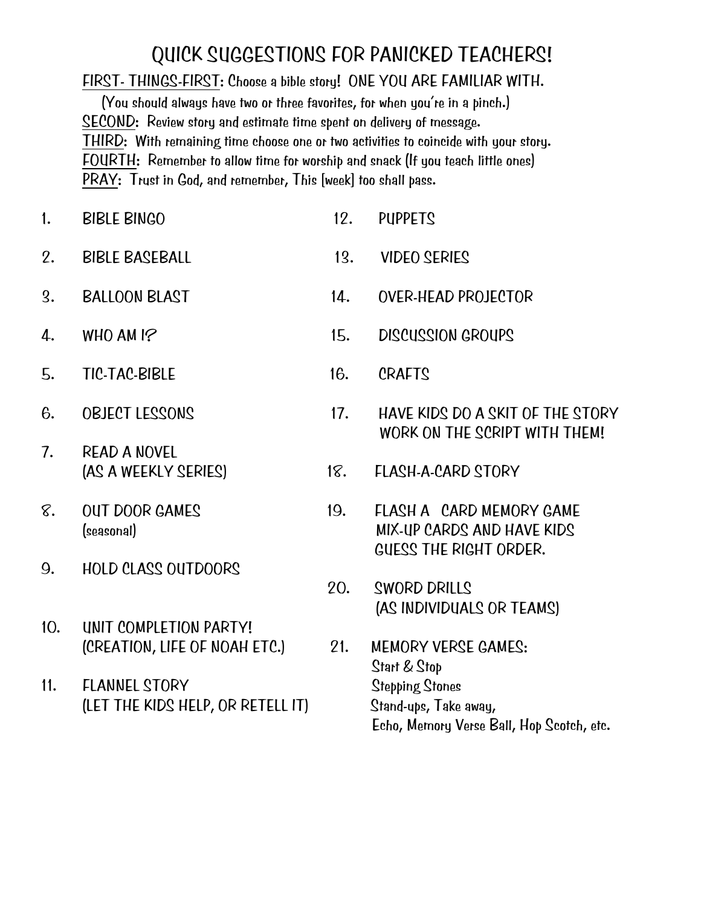# QUICK SUGGESTIONS FOR PANICKED TEACHERS!

FIRST- THINGS-FIRST: Choose a bible story! ONE YOU ARE FAMILIAR WITH.
(You should always have two or three favorites, for when you're in a pinch.)
SECOND: Review story and estimate time spent on delivery of message.
THIRD: With remaining time choose one or two activities to coincide with your story.
FOURTH: Remember to allow time for worship and snack (If you teach little ones)
PRAY: Trust in God, and remember, This [week] too shall pass.

1. BIBLE BINGO
2. BIBLE BASEBALL
3. BALLOON BLAST
4. WHO AM I?
5. TIC-TAC-BIBLE
6. OBJECT LESSONS
7. READ A NOVEL (AS A WEEKLY SERIES)
8. OUT DOOR GAMES (seasonal)
9. HOLD CLASS OUTDOORS
10. UNIT COMPLETION PARTY! (CREATION, LIFE OF NOAH ETC.)
11. FLANNEL STORY (LET THE KIDS HELP, OR RETELL IT)
12. PUPPETS
13. VIDEO SERIES
14. OVER-HEAD PROJECTOR
15. DISCUSSION GROUPS
16. CRAFTS
17. HAVE KIDS DO A SKIT OF THE STORY WORK ON THE SCRIPT WITH THEM!
18. FLASH-A-CARD STORY
19. FLASH A CARD MEMORY GAME MIX-UP CARDS AND HAVE KIDS GUESS THE RIGHT ORDER.
20. SWORD DRILLS (AS INDIVIDUALS OR TEAMS)
21. MEMORY VERSE GAMES:
    Start & Stop
    Stepping Stones
    Stand-ups, Take away,
    Echo, Memory Verse Ball, Hop Scotch, etc.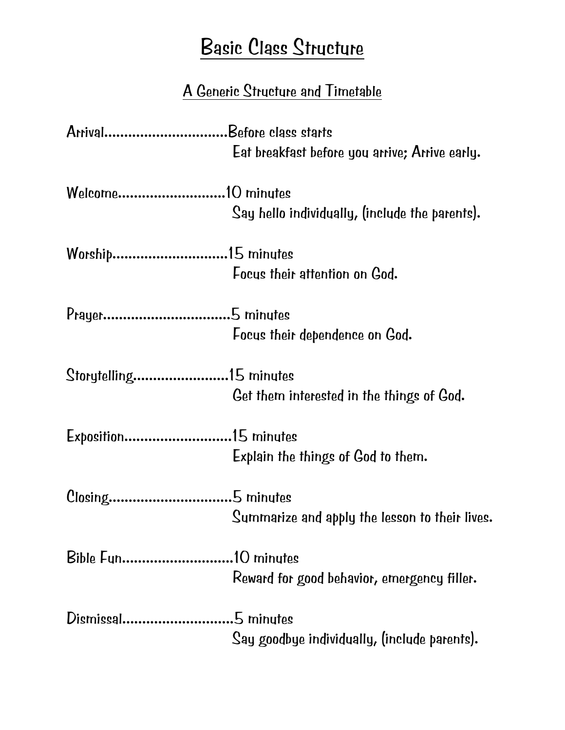# Basic Class Structure

## A Generic Structure and Timetable

Arrival..............................Before class starts
Eat breakfast before you arrive; Arrive early.

Welcome..........................10 minutes
Say hello individually, (include the parents).

Worship............................15 minutes
Focus their attention on God.

Prayer...............................5 minutes
Focus their dependence on God.

Storytelling.......................15 minutes
Get them interested in the things of God.

Exposition..........................15 minutes
Explain the things of God to them.

Closing..............................5 minutes
Summarize and apply the lesson to their lives.

Bible Fun...........................10 minutes
Reward for good behavior, emergency filler.

Dismissal...........................5 minutes
Say goodbye individually, (include parents).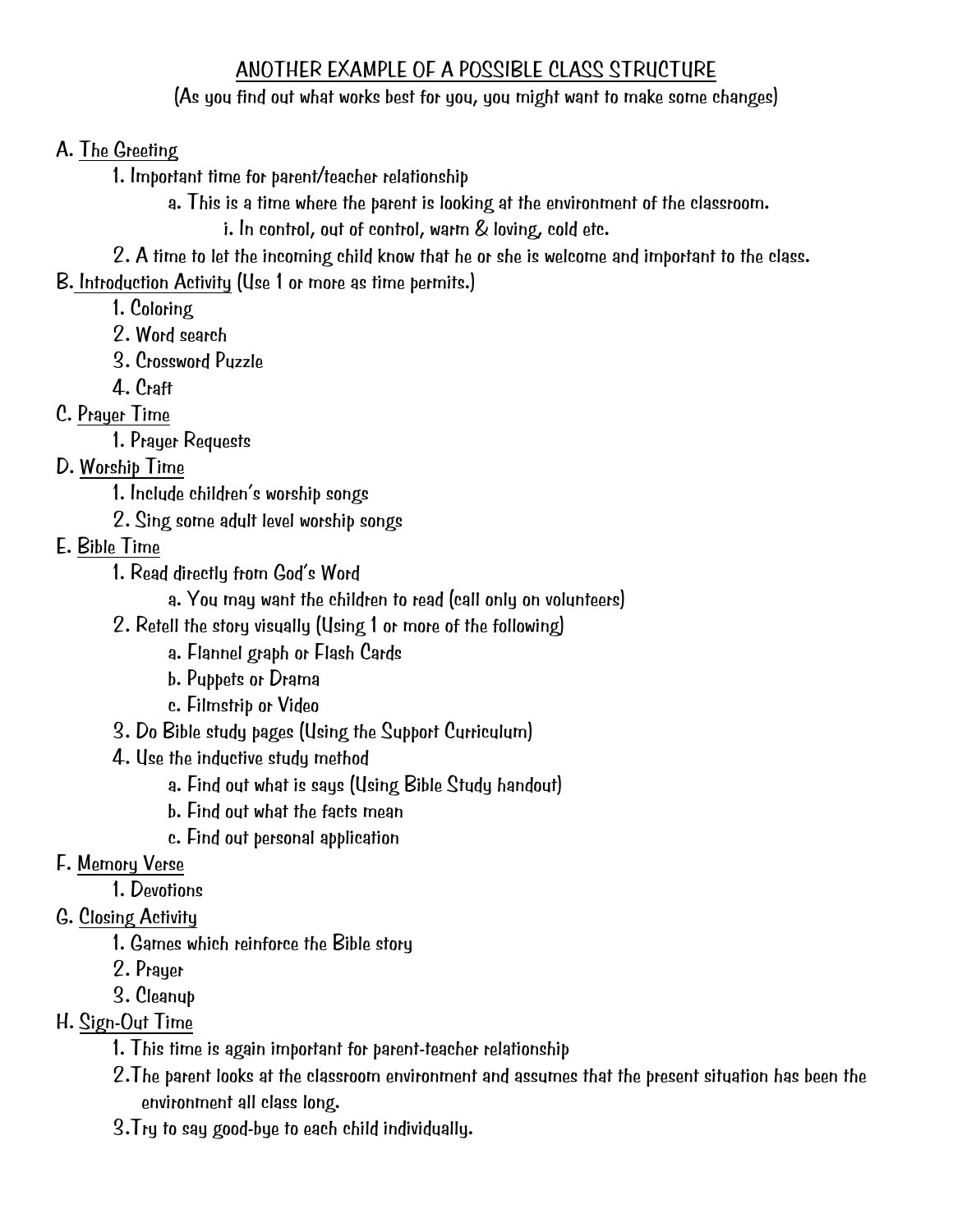# ANOTHER EXAMPLE OF A POSSIBLE CLASS STRUCTURE

(As you find out what works best for you, you might want to make some changes)

A. <u>The Greeting</u>
   1. Important time for parent/teacher relationship
      a. This is a time where the parent is looking at the environment of the classroom.
         i. In control, out of control, warm & loving, cold etc.
   2. A time to let the incoming child know that he or she is welcome and important to the class.

B. <u>Introduction Activity</u> (Use 1 or more as time permits.)
   1. Coloring
   2. Word search
   3. Crossword Puzzle
   4. Craft

C. <u>Prayer Time</u>
   1. Prayer Requests

D. <u>Worship Time</u>
   1. Include children's worship songs
   2. Sing some adult level worship songs

E. <u>Bible Time</u>
   1. Read directly from God's Word
      a. You may want the children to read (call only on volunteers)
   2. Retell the story visually (Using 1 or more of the following)
      a. Flannel graph or Flash Cards
      b. Puppets or Drama
      c. Filmstrip or Video
   3. Do Bible study pages (Using the Support Curriculum)
   4. Use the inductive study method
      a. Find out what is says (Using Bible Study handout)
      b. Find out what the facts mean
      c. Find out personal application

F. <u>Memory Verse</u>
   1. Devotions

G. <u>Closing Activity</u>
   1. Games which reinforce the Bible story
   2. Prayer
   3. Cleanup

H. <u>Sign-Out Time</u>
   1. This time is again important for parent-teacher relationship
   2. The parent looks at the classroom environment and assumes that the present situation has been the environment all class long.
   3. Try to say good-bye to each child individually.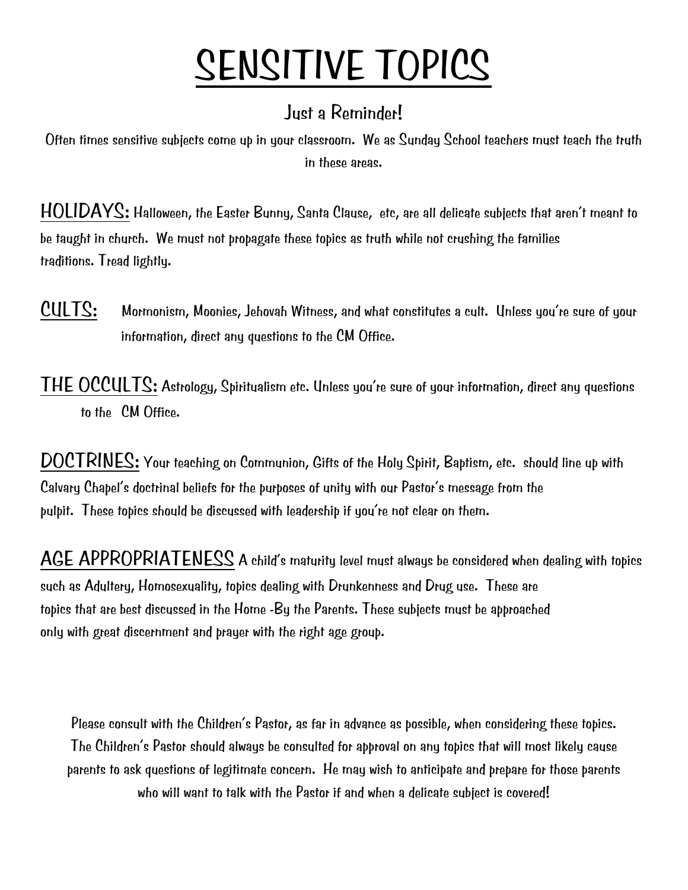# SENSITIVE TOPICS

## Just a Reminder!

Often times sensitive subjects come up in your classroom. We as Sunday School teachers must teach the truth in these areas.

**HOLIDAYS:** Halloween, the Easter Bunny, Santa Clause, etc, are all delicate subjects that aren't meant to be taught in church. We must not propagate these topics as truth while not crushing the families traditions. Tread lightly.

**CULTS:** Mormonism, Moonies, Jehovah Witness, and what constitutes a cult. Unless you're sure of your information, direct any questions to the CM Office.

**THE OCCULTS:** Astrology, Spiritualism etc. Unless you're sure of your information, direct any questions to the CM Office.

**DOCTRINES:** Your teaching on Communion, Gifts of the Holy Spirit, Baptism, etc. should line up with Calvary Chapel's doctrinal beliefs for the purposes of unity with our Pastor's message from the pulpit. These topics should be discussed with leadership if you're not clear on them.

**AGE APPROPRIATENESS** A child's maturity level must always be considered when dealing with topics such as Adultery, Homosexuality, topics dealing with Drunkenness and Drug use. These are topics that are best discussed in the Home -By the Parents. These subjects must be approached only with great discernment and prayer with the right age group.

Please consult with the Children's Pastor, as far in advance as possible, when considering these topics. The Children's Pastor should always be consulted for approval on any topics that will most likely cause parents to ask questions of legitimate concern. He may wish to anticipate and prepare for those parents who will want to talk with the Pastor if and when a delicate subject is covered!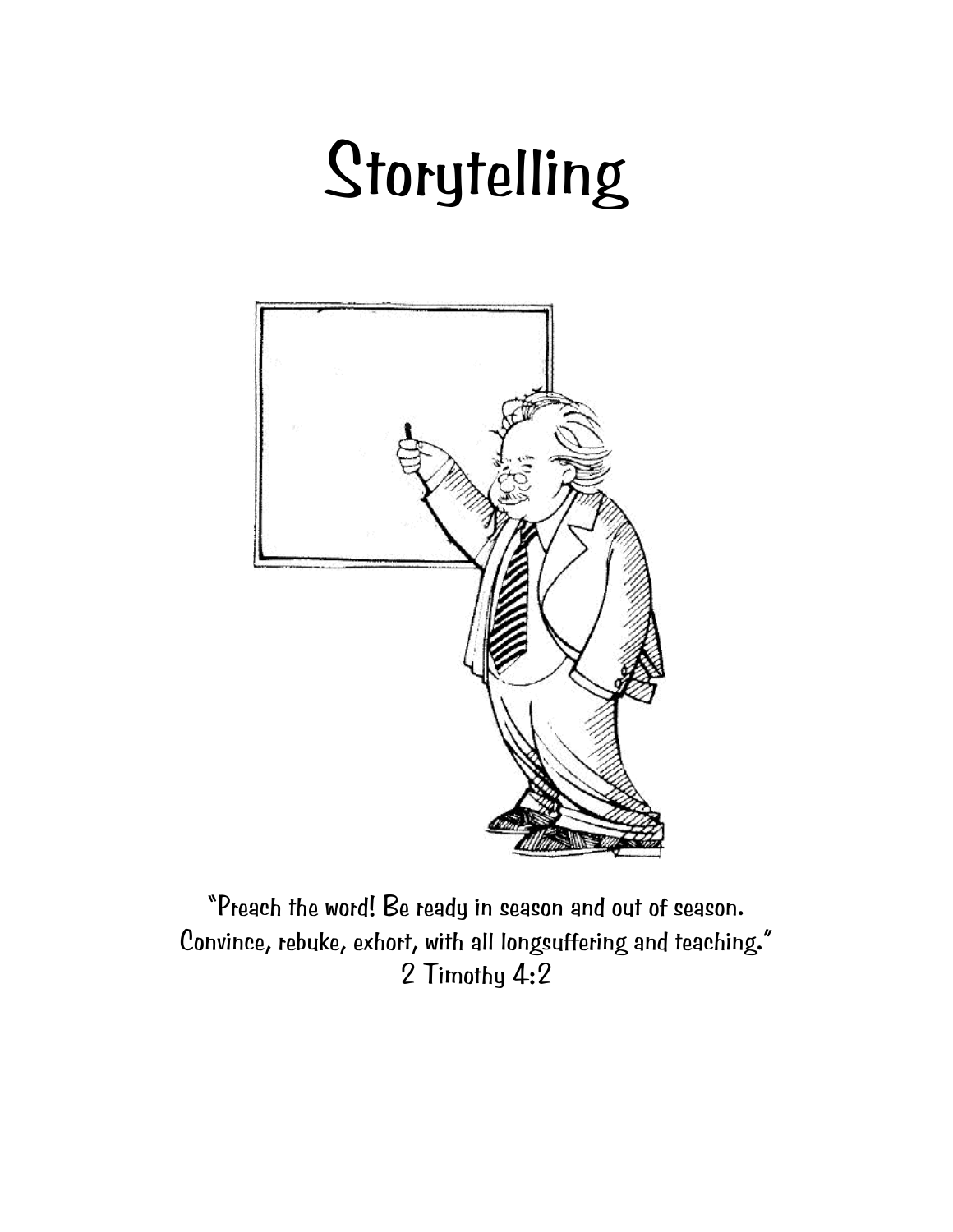# Storytelling

"Preach the word! Be ready in season and out of season. Convince, rebuke, exhort, with all longsuffering and teaching."
2 Timothy 4:2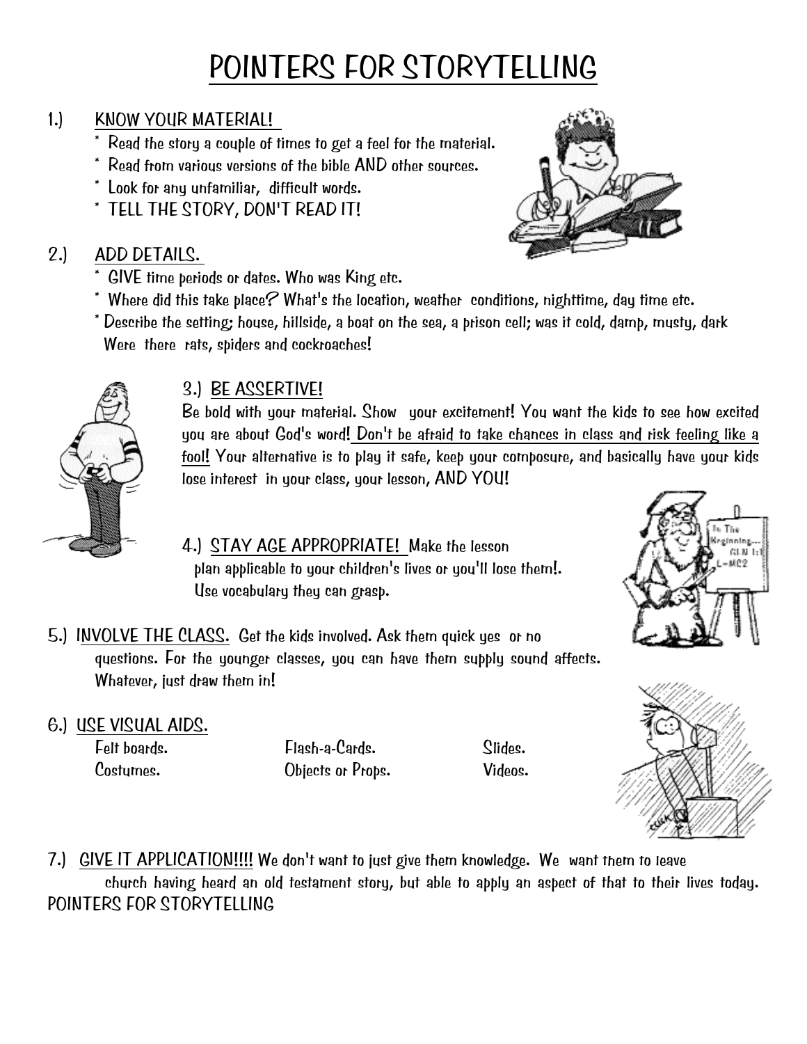# POINTERS FOR STORYTELLING

1.) KNOW YOUR MATERIAL!
   * Read the story a couple of times to get a feel for the material.
   * Read from various versions of the bible AND other sources.
   * Look for any unfamiliar, difficult words.
   * TELL THE STORY, DON'T READ IT!

2.) ADD DETAILS.
   * GIVE time periods or dates. Who was King etc.
   * Where did this take place? What's the location, weather conditions, nighttime, day time etc.
   * Describe the setting; house, hillside, a boat on the sea, a prison cell; was it cold, damp, musty, dark Were there rats, spiders and cockroaches!

3.) BE ASSERTIVE!
Be bold with your material. Show your excitement! You want the kids to see how excited you are about God's word! Don't be afraid to take chances in class and risk feeling like a fool! Your alternative is to play it safe, keep your composure, and basically have your kids lose interest in your class, your lesson, AND YOU!

4.) STAY AGE APPROPRIATE! Make the lesson plan applicable to your children's lives or you'll lose them!. Use vocabulary they can grasp.

5.) INVOLVE THE CLASS. Get the kids involved. Ask them quick yes or no questions. For the younger classes, you can have them supply sound affects. Whatever, just draw them in!

6.) USE VISUAL AIDS.

| | | |
|---|---|---|
| Felt boards. | Flash-a-Cards. | Slides. |
| Costumes. | Objects or Props. | Videos. |

7.) GIVE IT APPLICATION!!!! We don't want to just give them knowledge. We want them to leave church having heard an old testament story, but able to apply an aspect of that to their lives today.

POINTERS FOR STORYTELLING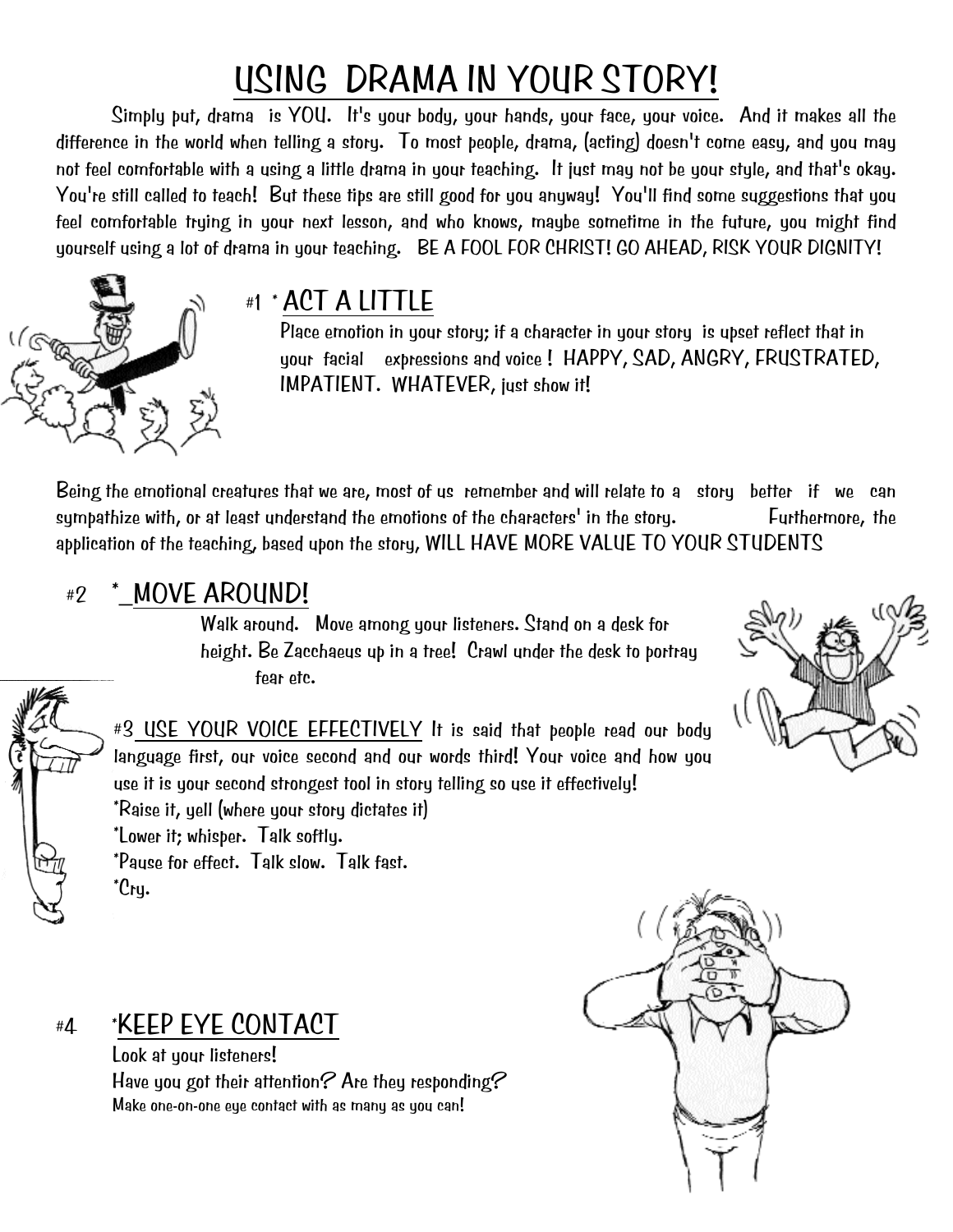# USING DRAMA IN YOUR STORY!

Simply put, drama is YOU. It's your body, your hands, your face, your voice. And it makes all the difference in the world when telling a story. To most people, drama, (acting) doesn't come easy, and you may not feel comfortable with a using a little drama in your teaching. It just may not be your style, and that's okay. You're still called to teach! But these tips are still good for you anyway! You'll find some suggestions that you feel comfortable trying in your next lesson, and who knows, maybe sometime in the future, you might find yourself using a lot of drama in your teaching. BE A FOOL FOR CHRIST! GO AHEAD, RISK YOUR DIGNITY!

## #1 * ACT A LITTLE

Place emotion in your story; if a character in your story is upset reflect that in your facial expressions and voice ! HAPPY, SAD, ANGRY, FRUSTRATED, IMPATIENT. WHATEVER, just show it!

Being the emotional creatures that we are, most of us remember and will relate to a story better if we can sympathize with, or at least understand the emotions of the characters' in the story. Furthermore, the application of the teaching, based upon the story, WILL HAVE MORE VALUE TO YOUR STUDENTS

## #2 *_MOVE AROUND!

Walk around. Move among your listeners. Stand on a desk for height. Be Zacchaeus up in a tree! Crawl under the desk to portray fear etc.

## #3 USE YOUR VOICE EFFECTIVELY

It is said that people read our body language first, our voice second and our words third! Your voice and how you use it is your second strongest tool in story telling so use it effectively!

*Raise it, yell (where your story dictates it)
*Lower it; whisper. Talk softly.
*Pause for effect. Talk slow. Talk fast.
*Cry.

## #4 *KEEP EYE CONTACT

Look at your listeners!
Have you got their attention? Are they responding?
Make one-on-one eye contact with as many as you can!